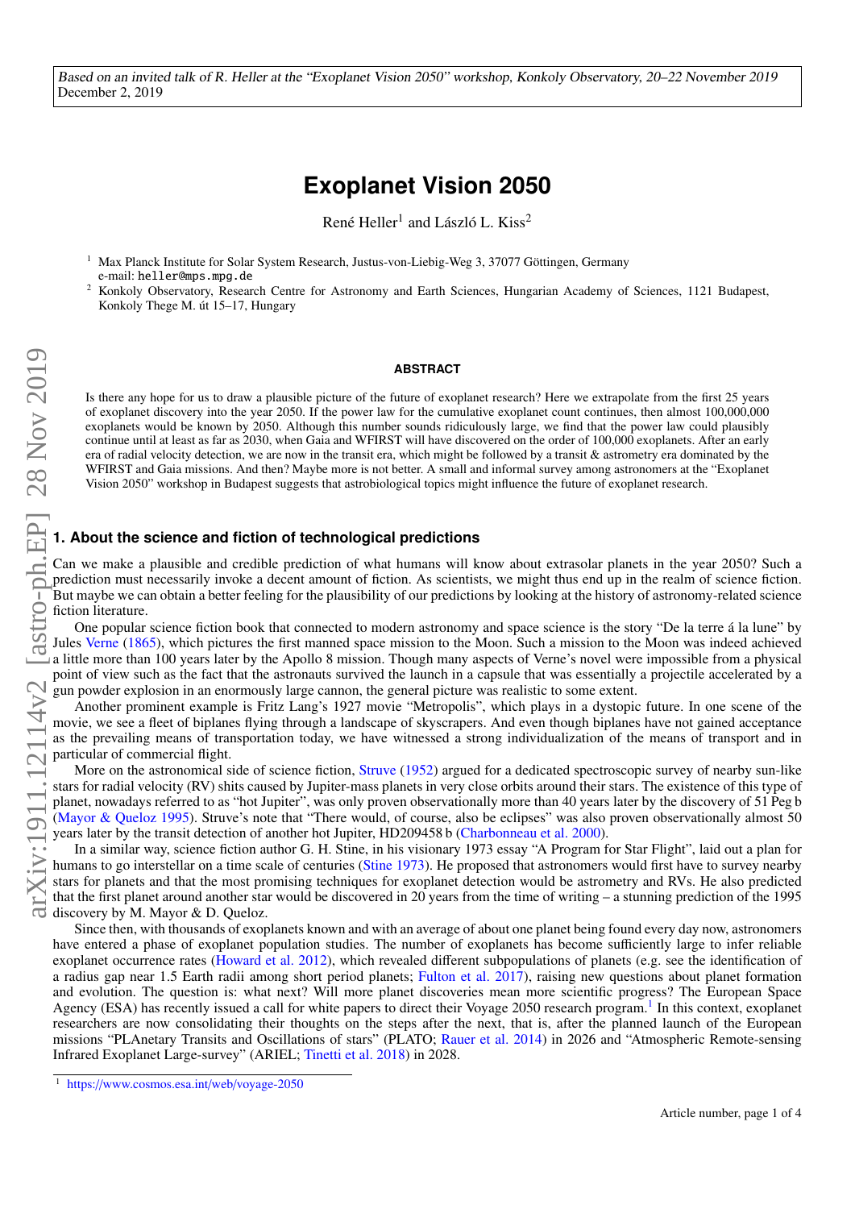*Based on an invited talk of R. Heller at the "Exoplanet Vision 2050" workshop, Konkoly Observatory, 20–22 November 2019*
December 2, 2019

# Exoplanet Vision 2050

René Heller[1] and László L. Kiss[2]

[1] Max Planck Institute for Solar System Research, Justus-von-Liebig-Weg 3, 37077 Göttingen, Germany
e-mail: heller@mps.mpg.de

[2] Konkoly Observatory, Research Centre for Astronomy and Earth Sciences, Hungarian Academy of Sciences, 1121 Budapest, Konkoly Thege M. út 15–17, Hungary

## ABSTRACT

Is there any hope for us to draw a plausible picture of the future of exoplanet research? Here we extrapolate from the first 25 years of exoplanet discovery into the year 2050. If the power law for the cumulative exoplanet count continues, then almost 100,000,000 exoplanets would be known by 2050. Although this number sounds ridiculously large, we find that the power law could plausibly continue until at least as far as 2030, when Gaia and WFIRST will have discovered on the order of 100,000 exoplanets. After an early era of radial velocity detection, we are now in the transit era, which might be followed by a transit & astrometry era dominated by the WFIRST and Gaia missions. And then? Maybe more is not better. A small and informal survey among astronomers at the "Exoplanet Vision 2050" workshop in Budapest suggests that astrobiological topics might influence the future of exoplanet research.

## 1. About the science and fiction of technological predictions

Can we make a plausible and credible prediction of what humans will know about extrasolar planets in the year 2050? Such a prediction must necessarily invoke a decent amount of fiction. As scientists, we might thus end up in the realm of science fiction. But maybe we can obtain a better feeling for the plausibility of our predictions by looking at the history of astronomy-related science fiction literature.

One popular science fiction book that connected to modern astronomy and space science is the story "De la terre á la lune" by Jules Verne (1865), which pictures the first manned space mission to the Moon. Such a mission to the Moon was indeed achieved a little more than 100 years later by the Apollo 8 mission. Though many aspects of Verne's novel were impossible from a physical point of view such as the fact that the astronauts survived the launch in a capsule that was essentially a projectile accelerated by a gun powder explosion in an enormously large cannon, the general picture was realistic to some extent.

Another prominent example is Fritz Lang's 1927 movie "Metropolis", which plays in a dystopic future. In one scene of the movie, we see a fleet of biplanes flying through a landscape of skyscrapers. And even though biplanes have not gained acceptance as the prevailing means of transportation today, we have witnessed a strong individualization of the means of transport and in particular of commercial flight.

More on the astronomical side of science fiction, Struve (1952) argued for a dedicated spectroscopic survey of nearby sun-like stars for radial velocity (RV) shits caused by Jupiter-mass planets in very close orbits around their stars. The existence of this type of planet, nowadays referred to as "hot Jupiter", was only proven observationally more than 40 years later by the discovery of 51 Peg b (Mayor & Queloz 1995). Struve's note that "There would, of course, also be eclipses" was also proven observationally almost 50 years later by the transit detection of another hot Jupiter, HD209458 b (Charbonneau et al. 2000).

In a similar way, science fiction author G. H. Stine, in his visionary 1973 essay "A Program for Star Flight", laid out a plan for humans to go interstellar on a time scale of centuries (Stine 1973). He proposed that astronomers would first have to survey nearby stars for planets and that the most promising techniques for exoplanet detection would be astrometry and RVs. He also predicted that the first planet around another star would be discovered in 20 years from the time of writing – a stunning prediction of the 1995 discovery by M. Mayor & D. Queloz.

Since then, with thousands of exoplanets known and with an average of about one planet being found every day now, astronomers have entered a phase of exoplanet population studies. The number of exoplanets has become sufficiently large to infer reliable exoplanet occurrence rates (Howard et al. 2012), which revealed different subpopulations of planets (e.g. see the identification of a radius gap near 1.5 Earth radii among short period planets; Fulton et al. 2017), raising new questions about planet formation and evolution. The question is: what next? Will more planet discoveries mean more scientific progress? The European Space Agency (ESA) has recently issued a call for white papers to direct their Voyage 2050 research program.[1] In this context, exoplanet researchers are now consolidating their thoughts on the steps after the next, that is, after the planned launch of the European missions "PLAnetary Transits and Oscillations of stars" (PLATO; Rauer et al. 2014) in 2026 and "Atmospheric Remote-sensing Infrared Exoplanet Large-survey" (ARIEL; Tinetti et al. 2018) in 2028.

[1] https://www.cosmos.esa.int/web/voyage-2050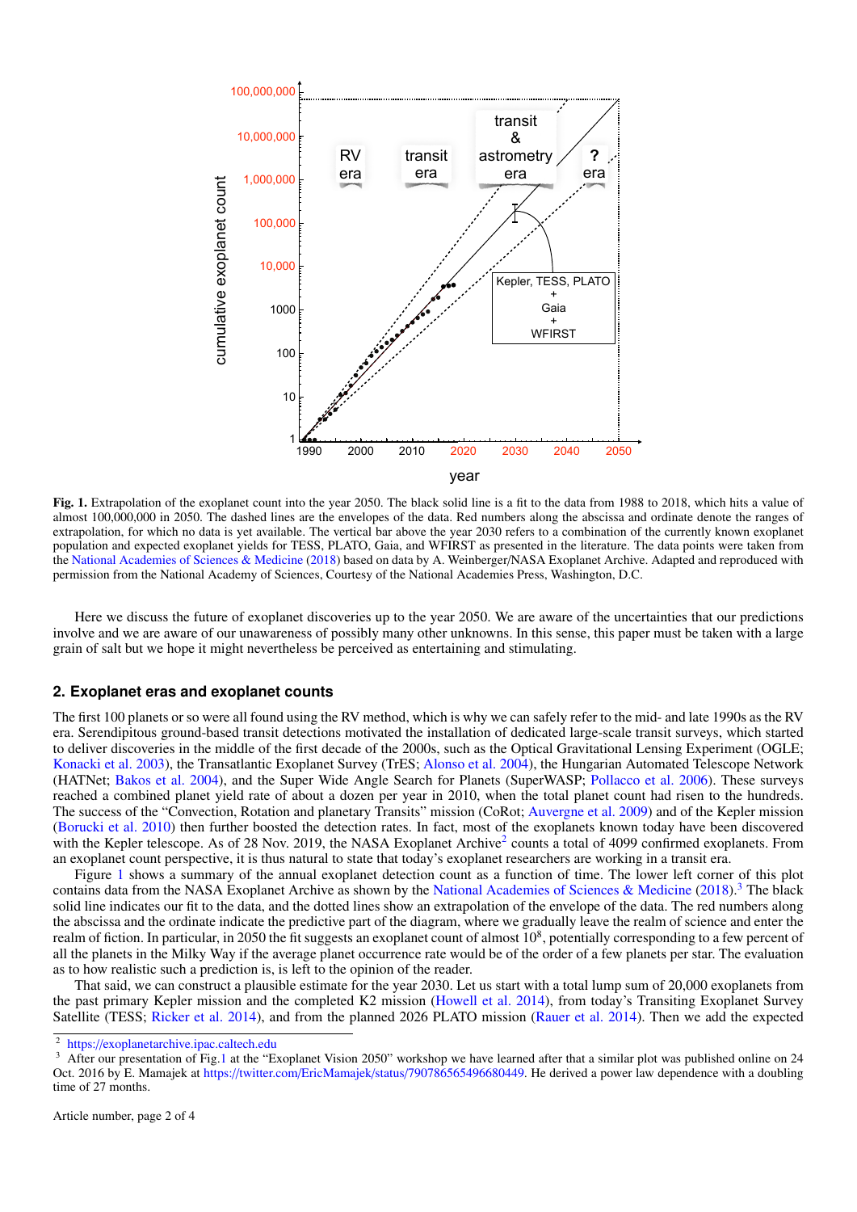**Fig. 1.** Extrapolation of the exoplanet count into the year 2050. The black solid line is a fit to the data from 1988 to 2018, which hits a value of almost 100,000,000 in 2050. The dashed lines are the envelopes of the data. Red numbers along the abscissa and ordinate denote the ranges of extrapolation, for which no data is yet available. The vertical bar above the year 2030 refers to a combination of the currently known exoplanet population and expected exoplanet yields for TESS, PLATO, Gaia, and WFIRST as presented in the literature. The data points were taken from the National Academies of Sciences & Medicine (2018) based on data by A. Weinberger/NASA Exoplanet Archive. Adapted and reproduced with permission from the National Academy of Sciences, Courtesy of the National Academies Press, Washington, D.C.

Here we discuss the future of exoplanet discoveries up to the year 2050. We are aware of the uncertainties that our predictions involve and we are aware of our unawareness of possibly many other unknowns. In this sense, this paper must be taken with a large grain of salt but we hope it might nevertheless be perceived as entertaining and stimulating.

## 2. Exoplanet eras and exoplanet counts

The first 100 planets or so were all found using the RV method, which is why we can safely refer to the mid- and late 1990s as the RV era. Serendipitous ground-based transit detections motivated the installation of dedicated large-scale transit surveys, which started to deliver discoveries in the middle of the first decade of the 2000s, such as the Optical Gravitational Lensing Experiment (OGLE; Konacki et al. 2003), the Transatlantic Exoplanet Survey (TrES; Alonso et al. 2004), the Hungarian Automated Telescope Network (HATNet; Bakos et al. 2004), and the Super Wide Angle Search for Planets (SuperWASP; Pollacco et al. 2006). These surveys reached a combined planet yield rate of about a dozen per year in 2010, when the total planet count had risen to the hundreds. The success of the "Convection, Rotation and planetary Transits" mission (CoRot; Auvergne et al. 2009) and of the Kepler mission (Borucki et al. 2010) then further boosted the detection rates. In fact, most of the exoplanets known today have been discovered with the Kepler telescope. As of 28 Nov. 2019, the NASA Exoplanet Archive[2] counts a total of 4099 confirmed exoplanets. From an exoplanet count perspective, it is thus natural to state that today's exoplanet researchers are working in a transit era.

Figure 1 shows a summary of the annual exoplanet detection count as a function of time. The lower left corner of this plot contains data from the NASA Exoplanet Archive as shown by the National Academies of Sciences & Medicine (2018).[3] The black solid line indicates our fit to the data, and the dotted lines show an extrapolation of the envelope of the data. The red numbers along the abscissa and the ordinate indicate the predictive part of the diagram, where we gradually leave the realm of science and enter the realm of fiction. In particular, in 2050 the fit suggests an exoplanet count of almost $10^8$, potentially corresponding to a few percent of all the planets in the Milky Way if the average planet occurrence rate would be of the order of a few planets per star. The evaluation as to how realistic such a prediction is, is left to the opinion of the reader.

That said, we can construct a plausible estimate for the year 2030. Let us start with a total lump sum of 20,000 exoplanets from the past primary Kepler mission and the completed K2 mission (Howell et al. 2014), from today's Transiting Exoplanet Survey Satellite (TESS; Ricker et al. 2014), and from the planned 2026 PLATO mission (Rauer et al. 2014). Then we add the expected

[2] https://exoplanetarchive.ipac.caltech.edu

[3] After our presentation of Fig.1 at the "Exoplanet Vision 2050" workshop we have learned after that a similar plot was published online on 24 Oct. 2016 by E. Mamajek at https://twitter.com/EricMamajek/status/790786565496680449. He derived a power law dependence with a doubling time of 27 months.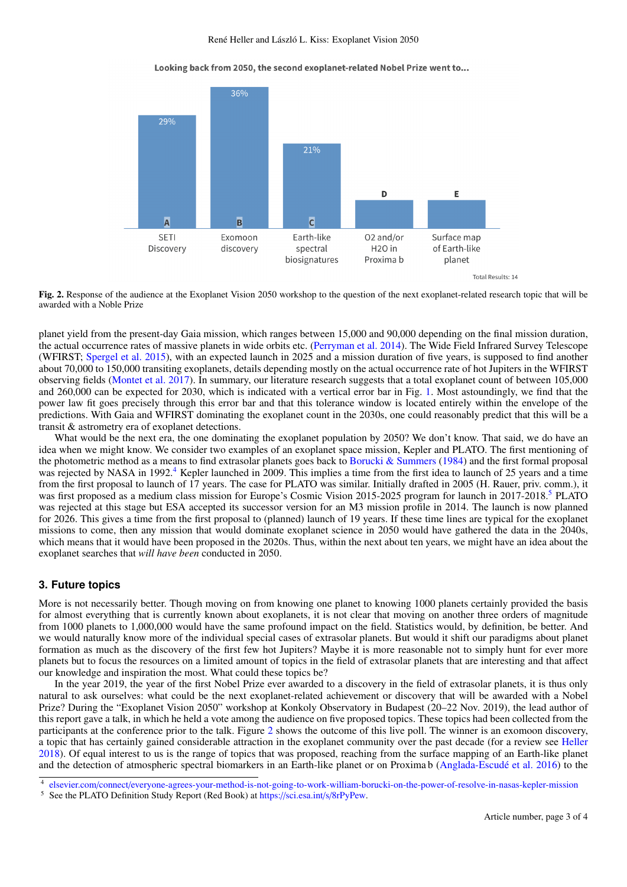Looking back from 2050, the second exoplanet-related Nobel Prize went to...

| | A | B | C | D | E |
|---|---|---|---|---|---|
| Topic | SETI Discovery | Exomoon discovery | Earth-like spectral biosignatures | O2 and/or H2O in Proxima b | Surface map of Earth-like planet |
| Response | 29% | 36% | 21% | | |

Total Results: 14

**Fig. 2.** Response of the audience at the Exoplanet Vision 2050 workshop to the question of the next exoplanet-related research topic that will be awarded with a Noble Prize

planet yield from the present-day Gaia mission, which ranges between 15,000 and 90,000 depending on the final mission duration, the actual occurrence rates of massive planets in wide orbits etc. (Perryman et al. 2014). The Wide Field Infrared Survey Telescope (WFIRST; Spergel et al. 2015), with an expected launch in 2025 and a mission duration of five years, is supposed to find another about 70,000 to 150,000 transiting exoplanets, details depending mostly on the actual occurrence rate of hot Jupiters in the WFIRST observing fields (Montet et al. 2017). In summary, our literature research suggests that a total exoplanet count of between 105,000 and 260,000 can be expected for 2030, which is indicated with a vertical error bar in Fig. 1. Most astoundingly, we find that the power law fit goes precisely through this error bar and that this tolerance window is located entirely within the envelope of the predictions. With Gaia and WFIRST dominating the exoplanet count in the 2030s, one could reasonably predict that this will be a transit & astrometry era of exoplanet detections.

What would be the next era, the one dominating the exoplanet population by 2050? We don't know. That said, we do have an idea when we might know. We consider two examples of an exoplanet space mission, Kepler and PLATO. The first mentioning of the photometric method as a means to find extrasolar planets goes back to Borucki & Summers (1984) and the first formal proposal was rejected by NASA in 1992.[4] Kepler launched in 2009. This implies a time from the first idea to launch of 25 years and a time from the first proposal to launch of 17 years. The case for PLATO was similar. Initially drafted in 2005 (H. Rauer, priv. comm.), it was first proposed as a medium class mission for Europe's Cosmic Vision 2015-2025 program for launch in 2017-2018.[5] PLATO was rejected at this stage but ESA accepted its successor version for an M3 mission profile in 2014. The launch is now planned for 2026. This gives a time from the first proposal to (planned) launch of 19 years. If these time lines are typical for the exoplanet missions to come, then any mission that would dominate exoplanet science in 2050 would have gathered the data in the 2040s, which means that it would have been proposed in the 2020s. Thus, within the next about ten years, we might have an idea about the exoplanet searches that *will have been* conducted in 2050.

## 3. Future topics

More is not necessarily better. Though moving on from knowing one planet to knowing 1000 planets certainly provided the basis for almost everything that is currently known about exoplanets, it is not clear that moving on another three orders of magnitude from 1000 planets to 1,000,000 would have the same profound impact on the field. Statistics would, by definition, be better. And we would naturally know more of the individual special cases of extrasolar planets. But would it shift our paradigms about planet formation as much as the discovery of the first few hot Jupiters? Maybe it is more reasonable not to simply hunt for ever more planets but to focus the resources on a limited amount of topics in the field of extrasolar planets that are interesting and that affect our knowledge and inspiration the most. What could these topics be?

In the year 2019, the year of the first Nobel Prize ever awarded to a discovery in the field of extrasolar planets, it is thus only natural to ask ourselves: what could be the next exoplanet-related achievement or discovery that will be awarded with a Nobel Prize? During the "Exoplanet Vision 2050" workshop at Konkoly Observatory in Budapest (20–22 Nov. 2019), the lead author of this report gave a talk, in which he held a vote among the audience on five proposed topics. These topics had been collected from the participants of the conference prior to the talk. Figure 2 shows the outcome of this live poll. The winner is an exomoon discovery, a topic that has certainly gained considerable attraction in the exoplanet community over the past decade (for a review see Heller 2018). Of equal interest to us is the range of topics that was proposed, reaching from the surface mapping of an Earth-like planet and the detection of atmospheric spectral biomarkers in an Earth-like planet or on Proxima b (Anglada-Escudé et al. 2016) to the

[4] elsevier.com/connect/everyone-agrees-your-method-is-not-going-to-work-william-borucki-on-the-power-of-resolve-in-nasas-kepler-mission

[5] See the PLATO Definition Study Report (Red Book) at https://sci.esa.int/s/8rPyPew.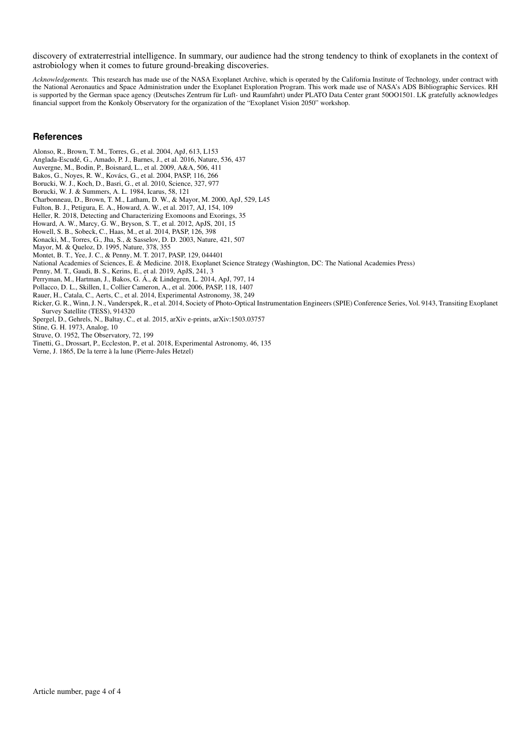discovery of extraterrestrial intelligence. In summary, our audience had the strong tendency to think of exoplanets in the context of astrobiology when it comes to future ground-breaking discoveries.

*Acknowledgements.* This research has made use of the NASA Exoplanet Archive, which is operated by the California Institute of Technology, under contract with the National Aeronautics and Space Administration under the Exoplanet Exploration Program. This work made use of NASA's ADS Bibliographic Services. RH is supported by the German space agency (Deutsches Zentrum für Luft- und Raumfahrt) under PLATO Data Center grant 50OO1501. LK gratefully acknowledges financial support from the Konkoly Observatory for the organization of the "Exoplanet Vision 2050" workshop.

## References

Alonso, R., Brown, T. M., Torres, G., et al. 2004, ApJ, 613, L153
Anglada-Escudé, G., Amado, P. J., Barnes, J., et al. 2016, Nature, 536, 437
Auvergne, M., Bodin, P., Boisnard, L., et al. 2009, A&A, 506, 411
Bakos, G., Noyes, R. W., Kovács, G., et al. 2004, PASP, 116, 266
Borucki, W. J., Koch, D., Basri, G., et al. 2010, Science, 327, 977
Borucki, W. J. & Summers, A. L. 1984, Icarus, 58, 121
Charbonneau, D., Brown, T. M., Latham, D. W., & Mayor, M. 2000, ApJ, 529, L45
Fulton, B. J., Petigura, E. A., Howard, A. W., et al. 2017, AJ, 154, 109
Heller, R. 2018, Detecting and Characterizing Exomoons and Exorings, 35
Howard, A. W., Marcy, G. W., Bryson, S. T., et al. 2012, ApJS, 201, 15
Howell, S. B., Sobeck, C., Haas, M., et al. 2014, PASP, 126, 398
Konacki, M., Torres, G., Jha, S., & Sasselov, D. D. 2003, Nature, 421, 507
Mayor, M. & Queloz, D. 1995, Nature, 378, 355
Montet, B. T., Yee, J. C., & Penny, M. T. 2017, PASP, 129, 044401
National Academies of Sciences, E. & Medicine. 2018, Exoplanet Science Strategy (Washington, DC: The National Academies Press)
Penny, M. T., Gaudi, B. S., Kerins, E., et al. 2019, ApJS, 241, 3
Perryman, M., Hartman, J., Bakos, G. Á., & Lindegren, L. 2014, ApJ, 797, 14
Pollacco, D. L., Skillen, I., Collier Cameron, A., et al. 2006, PASP, 118, 1407
Rauer, H., Catala, C., Aerts, C., et al. 2014, Experimental Astronomy, 38, 249
Ricker, G. R., Winn, J. N., Vanderspek, R., et al. 2014, Society of Photo-Optical Instrumentation Engineers (SPIE) Conference Series, Vol. 9143, Transiting Exoplanet Survey Satellite (TESS), 914320
Spergel, D., Gehrels, N., Baltay, C., et al. 2015, arXiv e-prints, arXiv:1503.03757
Stine, G. H. 1973, Analog, 10
Struve, O. 1952, The Observatory, 72, 199
Tinetti, G., Drossart, P., Eccleston, P., et al. 2018, Experimental Astronomy, 46, 135
Verne, J. 1865, De la terre à la lune (Pierre-Jules Hetzel)